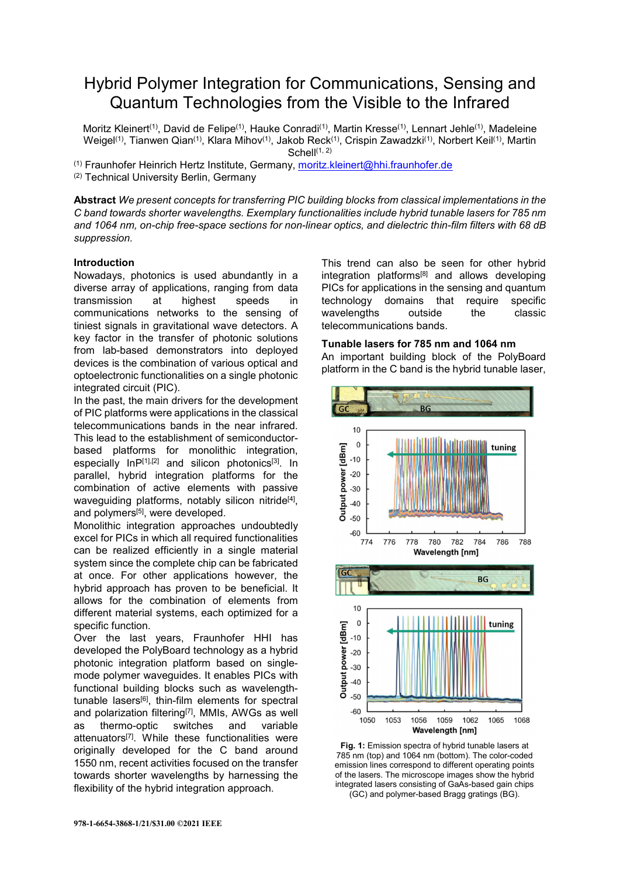# Hybrid Polymer Integration for Communications, Sensing and Quantum Technologies from the Visible to the Infrared

Moritz Kleinert[(1)], David de Felipe[(1)], Hauke Conradi[(1)], Martin Kresse[(1)], Lennart Jehle[(1)], Madeleine Weigel[(1)], Tianwen Qian[(1)], Klara Mihov[(1)], Jakob Reck[(1)], Crispin Zawadzki[(1)], Norbert Keil[(1)], Martin Schell[(1, 2)]

[(1)] Fraunhofer Heinrich Hertz Institute, Germany, moritz.kleinert@hhi.fraunhofer.de

[(2)] Technical University Berlin, Germany

**Abstract** *We present concepts for transferring PIC building blocks from classical implementations in the C band towards shorter wavelengths. Exemplary functionalities include hybrid tunable lasers for 785 nm and 1064 nm, on-chip free-space sections for non-linear optics, and dielectric thin-film filters with 68 dB suppression.*

## Introduction

Nowadays, photonics is used abundantly in a diverse array of applications, ranging from data transmission at highest speeds in communications networks to the sensing of tiniest signals in gravitational wave detectors. A key factor in the transfer of photonic solutions from lab-based demonstrators into deployed devices is the combination of various optical and optoelectronic functionalities on a single photonic integrated circuit (PIC).

In the past, the main drivers for the development of PIC platforms were applications in the classical telecommunications bands in the near infrared. This lead to the establishment of semiconductor-based platforms for monolithic integration, especially InP[1],[2] and silicon photonics[3]. In parallel, hybrid integration platforms for the combination of active elements with passive waveguiding platforms, notably silicon nitride[4], and polymers[5], were developed.

Monolithic integration approaches undoubtedly excel for PICs in which all required functionalities can be realized efficiently in a single material system since the complete chip can be fabricated at once. For other applications however, the hybrid approach has proven to be beneficial. It allows for the combination of elements from different material systems, each optimized for a specific function.

Over the last years, Fraunhofer HHI has developed the PolyBoard technology as a hybrid photonic integration platform based on single-mode polymer waveguides. It enables PICs with functional building blocks such as wavelength-tunable lasers[6], thin-film elements for spectral and polarization filtering[7], MMIs, AWGs as well as thermo-optic switches and variable attenuators[7]. While these functionalities were originally developed for the C band around 1550 nm, recent activities focused on the transfer towards shorter wavelengths by harnessing the flexibility of the hybrid integration approach.

This trend can also be seen for other hybrid integration platforms[8] and allows developing PICs for applications in the sensing and quantum technology domains that require specific wavelengths outside the classic telecommunications bands.

## Tunable lasers for 785 nm and 1064 nm

An important building block of the PolyBoard platform in the C band is the hybrid tunable laser,

**Fig. 1:** Emission spectra of hybrid tunable lasers at 785 nm (top) and 1064 nm (bottom). The color-coded emission lines correspond to different operating points of the lasers. The microscope images show the hybrid integrated lasers consisting of GaAs-based gain chips (GC) and polymer-based Bragg gratings (BG).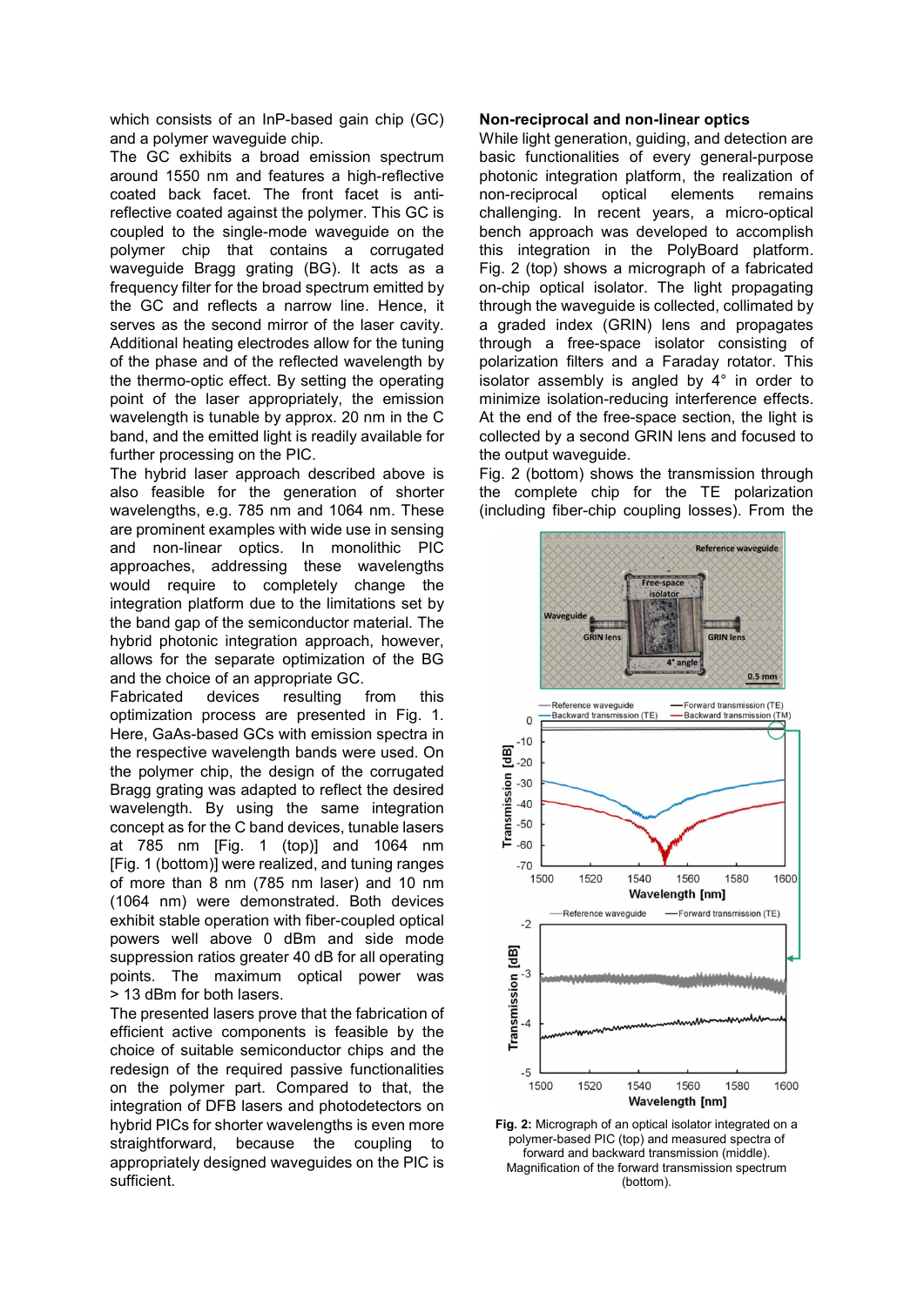which consists of an InP-based gain chip (GC) and a polymer waveguide chip.

The GC exhibits a broad emission spectrum around 1550 nm and features a high-reflective coated back facet. The front facet is anti-reflective coated against the polymer. This GC is coupled to the single-mode waveguide on the polymer chip that contains a corrugated waveguide Bragg grating (BG). It acts as a frequency filter for the broad spectrum emitted by the GC and reflects a narrow line. Hence, it serves as the second mirror of the laser cavity. Additional heating electrodes allow for the tuning of the phase and of the reflected wavelength by the thermo-optic effect. By setting the operating point of the laser appropriately, the emission wavelength is tunable by approx. 20 nm in the C band, and the emitted light is readily available for further processing on the PIC.

The hybrid laser approach described above is also feasible for the generation of shorter wavelengths, e.g. 785 nm and 1064 nm. These are prominent examples with wide use in sensing and non-linear optics. In monolithic PIC approaches, addressing these wavelengths would require to completely change the integration platform due to the limitations set by the band gap of the semiconductor material. The hybrid photonic integration approach, however, allows for the separate optimization of the BG and the choice of an appropriate GC.

Fabricated devices resulting from this optimization process are presented in Fig. 1. Here, GaAs-based GCs with emission spectra in the respective wavelength bands were used. On the polymer chip, the design of the corrugated Bragg grating was adapted to reflect the desired wavelength. By using the same integration concept as for the C band devices, tunable lasers at 785 nm [Fig. 1 (top)] and 1064 nm [Fig. 1 (bottom)] were realized, and tuning ranges of more than 8 nm (785 nm laser) and 10 nm (1064 nm) were demonstrated. Both devices exhibit stable operation with fiber-coupled optical powers well above 0 dBm and side mode suppression ratios greater 40 dB for all operating points. The maximum optical power was > 13 dBm for both lasers.

The presented lasers prove that the fabrication of efficient active components is feasible by the choice of suitable semiconductor chips and the redesign of the required passive functionalities on the polymer part. Compared to that, the integration of DFB lasers and photodetectors on hybrid PICs for shorter wavelengths is even more straightforward, because the coupling to appropriately designed waveguides on the PIC is sufficient.

## Non-reciprocal and non-linear optics

While light generation, guiding, and detection are basic functionalities of every general-purpose photonic integration platform, the realization of non-reciprocal optical elements remains challenging. In recent years, a micro-optical bench approach was developed to accomplish this integration in the PolyBoard platform. Fig. 2 (top) shows a micrograph of a fabricated on-chip optical isolator. The light propagating through the waveguide is collected, collimated by a graded index (GRIN) lens and propagates through a free-space isolator consisting of polarization filters and a Faraday rotator. This isolator assembly is angled by 4° in order to minimize isolation-reducing interference effects. At the end of the free-space section, the light is collected by a second GRIN lens and focused to the output waveguide.

Fig. 2 (bottom) shows the transmission through the complete chip for the TE polarization (including fiber-chip coupling losses). From the

**Fig. 2:** Micrograph of an optical isolator integrated on a polymer-based PIC (top) and measured spectra of forward and backward transmission (middle). Magnification of the forward transmission spectrum (bottom).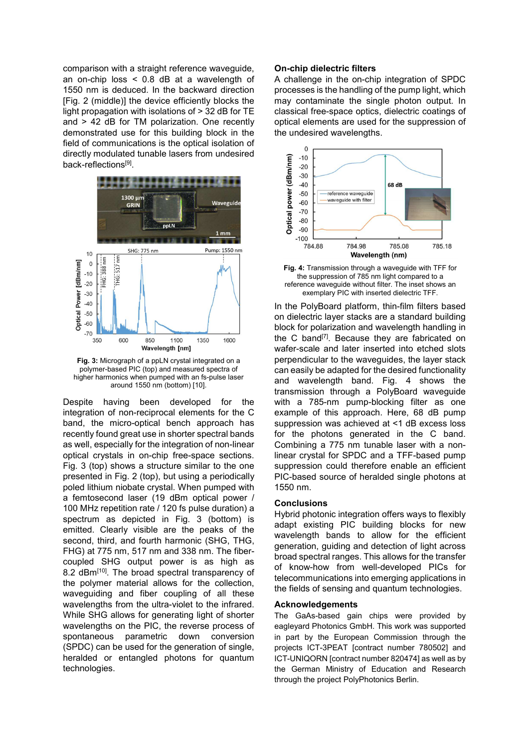comparison with a straight reference waveguide, an on-chip loss < 0.8 dB at a wavelength of 1550 nm is deduced. In the backward direction [Fig. 2 (middle)] the device efficiently blocks the light propagation with isolations of > 32 dB for TE and > 42 dB for TM polarization. One recently demonstrated use for this building block in the field of communications is the optical isolation of directly modulated tunable lasers from undesired back-reflections[9].

**Fig. 3:** Micrograph of a ppLN crystal integrated on a polymer-based PIC (top) and measured spectra of higher harmonics when pumped with an fs-pulse laser around 1550 nm (bottom) [10].

Despite having been developed for the integration of non-reciprocal elements for the C band, the micro-optical bench approach has recently found great use in shorter spectral bands as well, especially for the integration of non-linear optical crystals in on-chip free-space sections. Fig. 3 (top) shows a structure similar to the one presented in Fig. 2 (top), but using a periodically poled lithium niobate crystal. When pumped with a femtosecond laser (19 dBm optical power / 100 MHz repetition rate / 120 fs pulse duration) a spectrum as depicted in Fig. 3 (bottom) is emitted. Clearly visible are the peaks of the second, third, and fourth harmonic (SHG, THG, FHG) at 775 nm, 517 nm and 338 nm. The fiber-coupled SHG output power is as high as 8.2 dBm[10]. The broad spectral transparency of the polymer material allows for the collection, waveguiding and fiber coupling of all these wavelengths from the ultra-violet to the infrared. While SHG allows for generating light of shorter wavelengths on the PIC, the reverse process of spontaneous parametric down conversion (SPDC) can be used for the generation of single, heralded or entangled photons for quantum technologies.

## On-chip dielectric filters

A challenge in the on-chip integration of SPDC processes is the handling of the pump light, which may contaminate the single photon output. In classical free-space optics, dielectric coatings of optical elements are used for the suppression of the undesired wavelengths.

**Fig. 4:** Transmission through a waveguide with TFF for the suppression of 785 nm light compared to a reference waveguide without filter. The inset shows an exemplary PIC with inserted dielectric TFF.

In the PolyBoard platform, thin-film filters based on dielectric layer stacks are a standard building block for polarization and wavelength handling in the C band[7]. Because they are fabricated on wafer-scale and later inserted into etched slots perpendicular to the waveguides, the layer stack can easily be adapted for the desired functionality and wavelength band. Fig. 4 shows the transmission through a PolyBoard waveguide with a 785-nm pump-blocking filter as one example of this approach. Here, 68 dB pump suppression was achieved at <1 dB excess loss for the photons generated in the C band. Combining a 775 nm tunable laser with a non-linear crystal for SPDC and a TFF-based pump suppression could therefore enable an efficient PIC-based source of heralded single photons at 1550 nm.

## Conclusions

Hybrid photonic integration offers ways to flexibly adapt existing PIC building blocks for new wavelength bands to allow for the efficient generation, guiding and detection of light across broad spectral ranges. This allows for the transfer of know-how from well-developed PICs for telecommunications into emerging applications in the fields of sensing and quantum technologies.

## Acknowledgements

The GaAs-based gain chips were provided by eagleyard Photonics GmbH. This work was supported in part by the European Commission through the projects ICT-3PEAT [contract number 780502] and ICT-UNIQORN [contract number 820474] as well as by the German Ministry of Education and Research through the project PolyPhotonics Berlin.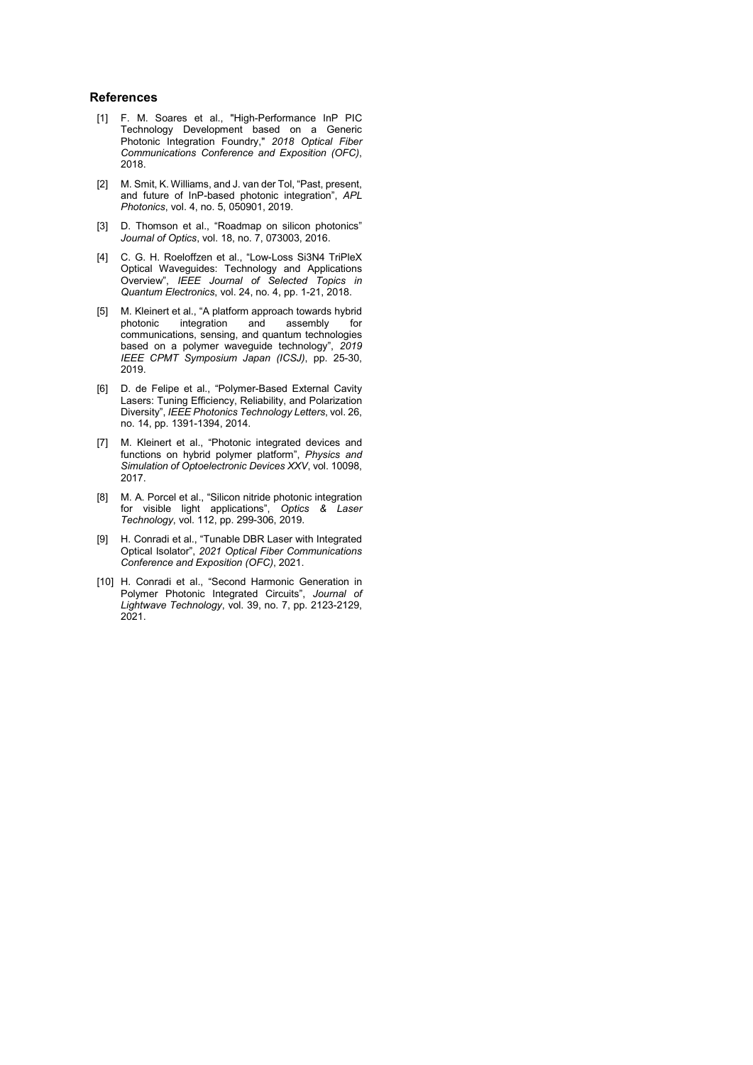## References

[1] F. M. Soares et al., "High-Performance InP PIC Technology Development based on a Generic Photonic Integration Foundry," *2018 Optical Fiber Communications Conference and Exposition (OFC)*, 2018.

[2] M. Smit, K. Williams, and J. van der Tol, “Past, present, and future of InP-based photonic integration”, *APL Photonics*, vol. 4, no. 5, 050901, 2019.

[3] D. Thomson et al., “Roadmap on silicon photonics” *Journal of Optics*, vol. 18, no. 7, 073003, 2016.

[4] C. G. H. Roeloffzen et al., “Low-Loss Si3N4 TriPleX Optical Waveguides: Technology and Applications Overview”, *IEEE Journal of Selected Topics in Quantum Electronics*, vol. 24, no. 4, pp. 1-21, 2018.

[5] M. Kleinert et al., “A platform approach towards hybrid photonic integration and assembly for communications, sensing, and quantum technologies based on a polymer waveguide technology”, *2019 IEEE CPMT Symposium Japan (ICSJ)*, pp. 25-30, 2019.

[6] D. de Felipe et al., “Polymer-Based External Cavity Lasers: Tuning Efficiency, Reliability, and Polarization Diversity”, *IEEE Photonics Technology Letters*, vol. 26, no. 14, pp. 1391-1394, 2014.

[7] M. Kleinert et al., “Photonic integrated devices and functions on hybrid polymer platform”, *Physics and Simulation of Optoelectronic Devices XXV*, vol. 10098, 2017.

[8] M. A. Porcel et al., “Silicon nitride photonic integration for visible light applications”, *Optics & Laser Technology*, vol. 112, pp. 299-306, 2019.

[9] H. Conradi et al., “Tunable DBR Laser with Integrated Optical Isolator”, *2021 Optical Fiber Communications Conference and Exposition (OFC)*, 2021.

[10] H. Conradi et al., “Second Harmonic Generation in Polymer Photonic Integrated Circuits”, *Journal of Lightwave Technology*, vol. 39, no. 7, pp. 2123-2129, 2021.